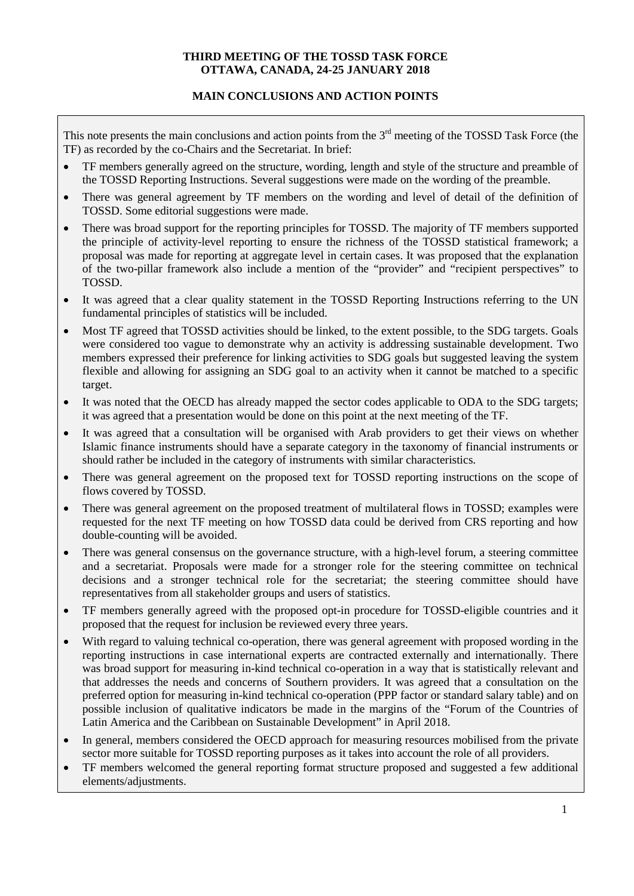**THIRD MEETING OF THE TOSSD TASK FORCE**
**OTTAWA, CANADA, 24-25 JANUARY 2018**

**MAIN CONCLUSIONS AND ACTION POINTS**

This note presents the main conclusions and action points from the 3rd meeting of the TOSSD Task Force (the TF) as recorded by the co-Chairs and the Secretariat. In brief:

- TF members generally agreed on the structure, wording, length and style of the structure and preamble of the TOSSD Reporting Instructions. Several suggestions were made on the wording of the preamble.
- There was general agreement by TF members on the wording and level of detail of the definition of TOSSD. Some editorial suggestions were made.
- There was broad support for the reporting principles for TOSSD. The majority of TF members supported the principle of activity-level reporting to ensure the richness of the TOSSD statistical framework; a proposal was made for reporting at aggregate level in certain cases. It was proposed that the explanation of the two-pillar framework also include a mention of the "provider" and "recipient perspectives" to TOSSD.
- It was agreed that a clear quality statement in the TOSSD Reporting Instructions referring to the UN fundamental principles of statistics will be included.
- Most TF agreed that TOSSD activities should be linked, to the extent possible, to the SDG targets. Goals were considered too vague to demonstrate why an activity is addressing sustainable development. Two members expressed their preference for linking activities to SDG goals but suggested leaving the system flexible and allowing for assigning an SDG goal to an activity when it cannot be matched to a specific target.
- It was noted that the OECD has already mapped the sector codes applicable to ODA to the SDG targets; it was agreed that a presentation would be done on this point at the next meeting of the TF.
- It was agreed that a consultation will be organised with Arab providers to get their views on whether Islamic finance instruments should have a separate category in the taxonomy of financial instruments or should rather be included in the category of instruments with similar characteristics.
- There was general agreement on the proposed text for TOSSD reporting instructions on the scope of flows covered by TOSSD.
- There was general agreement on the proposed treatment of multilateral flows in TOSSD; examples were requested for the next TF meeting on how TOSSD data could be derived from CRS reporting and how double-counting will be avoided.
- There was general consensus on the governance structure, with a high-level forum, a steering committee and a secretariat. Proposals were made for a stronger role for the steering committee on technical decisions and a stronger technical role for the secretariat; the steering committee should have representatives from all stakeholder groups and users of statistics.
- TF members generally agreed with the proposed opt-in procedure for TOSSD-eligible countries and it proposed that the request for inclusion be reviewed every three years.
- With regard to valuing technical co-operation, there was general agreement with proposed wording in the reporting instructions in case international experts are contracted externally and internationally. There was broad support for measuring in-kind technical co-operation in a way that is statistically relevant and that addresses the needs and concerns of Southern providers. It was agreed that a consultation on the preferred option for measuring in-kind technical co-operation (PPP factor or standard salary table) and on possible inclusion of qualitative indicators be made in the margins of the "Forum of the Countries of Latin America and the Caribbean on Sustainable Development" in April 2018.
- In general, members considered the OECD approach for measuring resources mobilised from the private sector more suitable for TOSSD reporting purposes as it takes into account the role of all providers.
- TF members welcomed the general reporting format structure proposed and suggested a few additional elements/adjustments.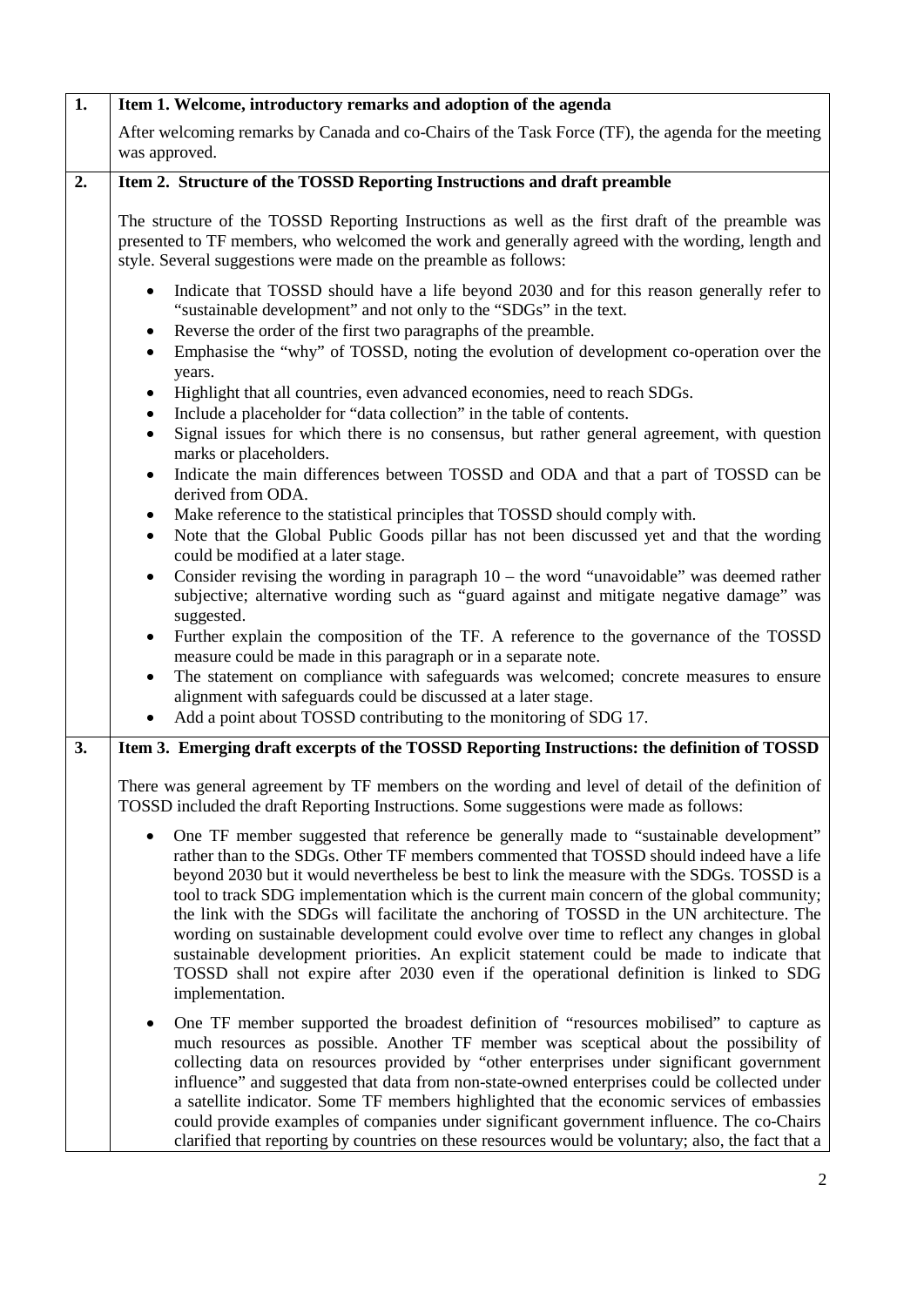| | |
|---|---|
| **1.** | **Item 1. Welcome, introductory remarks and adoption of the agenda**<br><br>After welcoming remarks by Canada and co-Chairs of the Task Force (TF), the agenda for the meeting was approved. |
| **2.** | **Item 2. Structure of the TOSSD Reporting Instructions and draft preamble**<br><br>The structure of the TOSSD Reporting Instructions as well as the first draft of the preamble was presented to TF members, who welcomed the work and generally agreed with the wording, length and style. Several suggestions were made on the preamble as follows:<br><br>• Indicate that TOSSD should have a life beyond 2030 and for this reason generally refer to "sustainable development" and not only to the "SDGs" in the text.<br>• Reverse the order of the first two paragraphs of the preamble.<br>• Emphasise the "why" of TOSSD, noting the evolution of development co-operation over the years.<br>• Highlight that all countries, even advanced economies, need to reach SDGs.<br>• Include a placeholder for "data collection" in the table of contents.<br>• Signal issues for which there is no consensus, but rather general agreement, with question marks or placeholders.<br>• Indicate the main differences between TOSSD and ODA and that a part of TOSSD can be derived from ODA.<br>• Make reference to the statistical principles that TOSSD should comply with.<br>• Note that the Global Public Goods pillar has not been discussed yet and that the wording could be modified at a later stage.<br>• Consider revising the wording in paragraph 10 – the word "unavoidable" was deemed rather subjective; alternative wording such as "guard against and mitigate negative damage" was suggested.<br>• Further explain the composition of the TF. A reference to the governance of the TOSSD measure could be made in this paragraph or in a separate note.<br>• The statement on compliance with safeguards was welcomed; concrete measures to ensure alignment with safeguards could be discussed at a later stage.<br>• Add a point about TOSSD contributing to the monitoring of SDG 17. |
| **3.** | **Item 3. Emerging draft excerpts of the TOSSD Reporting Instructions: the definition of TOSSD**<br><br>There was general agreement by TF members on the wording and level of detail of the definition of TOSSD included the draft Reporting Instructions. Some suggestions were made as follows:<br><br>• One TF member suggested that reference be generally made to "sustainable development" rather than to the SDGs. Other TF members commented that TOSSD should indeed have a life beyond 2030 but it would nevertheless be best to link the measure with the SDGs. TOSSD is a tool to track SDG implementation which is the current main concern of the global community; the link with the SDGs will facilitate the anchoring of TOSSD in the UN architecture. The wording on sustainable development could evolve over time to reflect any changes in global sustainable development priorities. An explicit statement could be made to indicate that TOSSD shall not expire after 2030 even if the operational definition is linked to SDG implementation.<br><br>• One TF member supported the broadest definition of "resources mobilised" to capture as much resources as possible. Another TF member was sceptical about the possibility of collecting data on resources provided by "other enterprises under significant government influence" and suggested that data from non-state-owned enterprises could be collected under a satellite indicator. Some TF members highlighted that the economic services of embassies could provide examples of companies under significant government influence. The co-Chairs clarified that reporting by countries on these resources would be voluntary; also, the fact that a |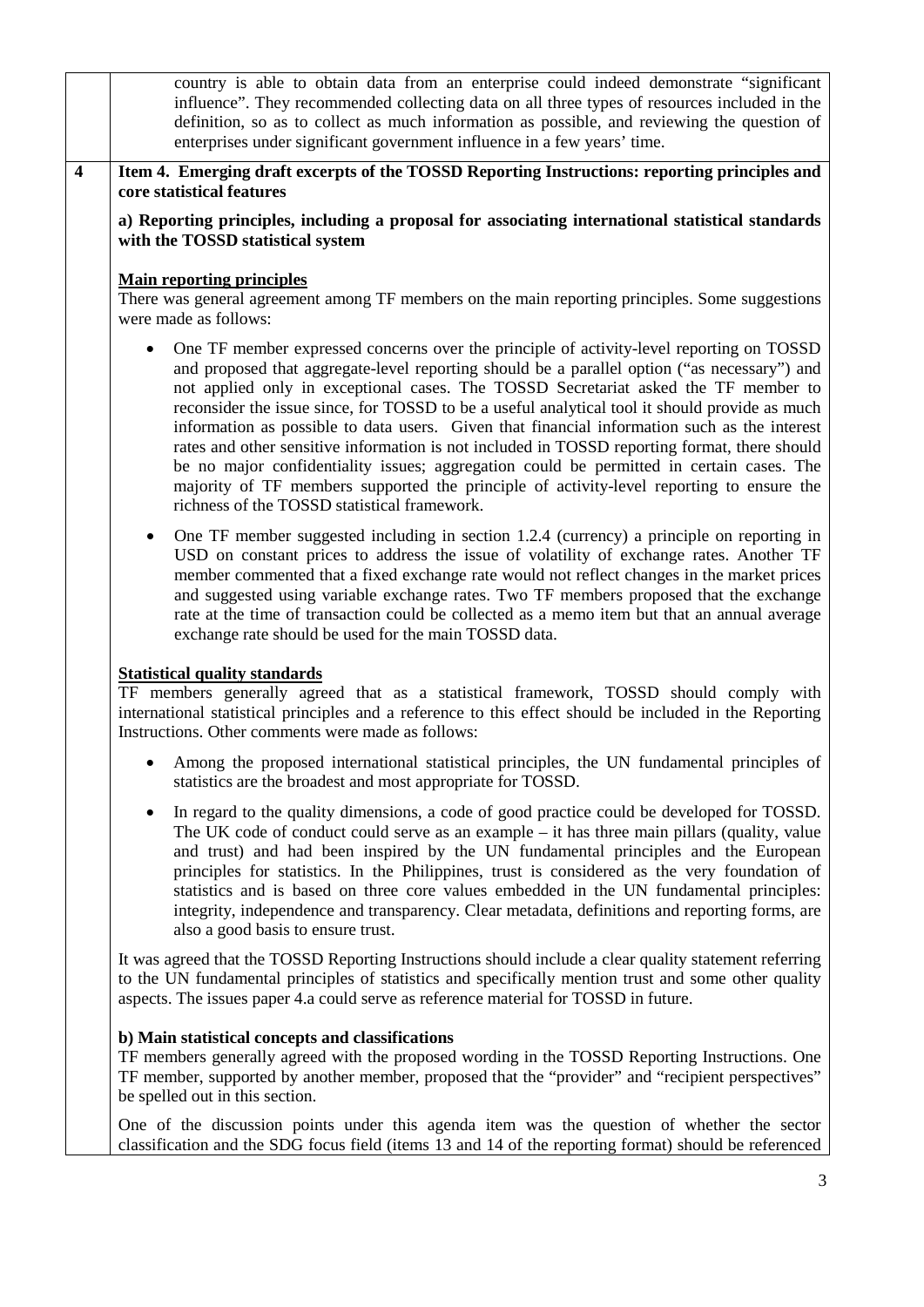country is able to obtain data from an enterprise could indeed demonstrate "significant influence". They recommended collecting data on all three types of resources included in the definition, so as to collect as much information as possible, and reviewing the question of enterprises under significant government influence in a few years' time.

**4** **Item 4. Emerging draft excerpts of the TOSSD Reporting Instructions: reporting principles and core statistical features**

**a) Reporting principles, including a proposal for associating international statistical standards with the TOSSD statistical system**

**Main reporting principles**

There was general agreement among TF members on the main reporting principles. Some suggestions were made as follows:

- One TF member expressed concerns over the principle of activity-level reporting on TOSSD and proposed that aggregate-level reporting should be a parallel option ("as necessary") and not applied only in exceptional cases. The TOSSD Secretariat asked the TF member to reconsider the issue since, for TOSSD to be a useful analytical tool it should provide as much information as possible to data users. Given that financial information such as the interest rates and other sensitive information is not included in TOSSD reporting format, there should be no major confidentiality issues; aggregation could be permitted in certain cases. The majority of TF members supported the principle of activity-level reporting to ensure the richness of the TOSSD statistical framework.
- One TF member suggested including in section 1.2.4 (currency) a principle on reporting in USD on constant prices to address the issue of volatility of exchange rates. Another TF member commented that a fixed exchange rate would not reflect changes in the market prices and suggested using variable exchange rates. Two TF members proposed that the exchange rate at the time of transaction could be collected as a memo item but that an annual average exchange rate should be used for the main TOSSD data.

**Statistical quality standards**

TF members generally agreed that as a statistical framework, TOSSD should comply with international statistical principles and a reference to this effect should be included in the Reporting Instructions. Other comments were made as follows:

- Among the proposed international statistical principles, the UN fundamental principles of statistics are the broadest and most appropriate for TOSSD.
- In regard to the quality dimensions, a code of good practice could be developed for TOSSD. The UK code of conduct could serve as an example – it has three main pillars (quality, value and trust) and had been inspired by the UN fundamental principles and the European principles for statistics. In the Philippines, trust is considered as the very foundation of statistics and is based on three core values embedded in the UN fundamental principles: integrity, independence and transparency. Clear metadata, definitions and reporting forms, are also a good basis to ensure trust.

It was agreed that the TOSSD Reporting Instructions should include a clear quality statement referring to the UN fundamental principles of statistics and specifically mention trust and some other quality aspects. The issues paper 4.a could serve as reference material for TOSSD in future.

**b) Main statistical concepts and classifications**

TF members generally agreed with the proposed wording in the TOSSD Reporting Instructions. One TF member, supported by another member, proposed that the "provider" and "recipient perspectives" be spelled out in this section.

One of the discussion points under this agenda item was the question of whether the sector classification and the SDG focus field (items 13 and 14 of the reporting format) should be referenced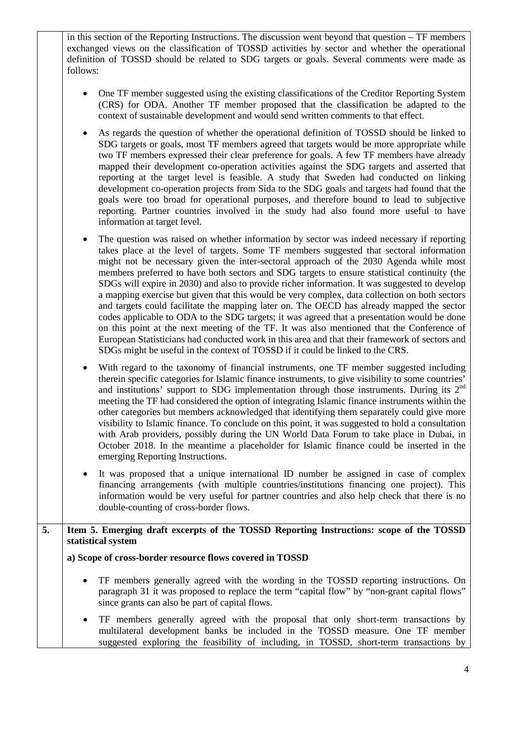in this section of the Reporting Instructions. The discussion went beyond that question – TF members exchanged views on the classification of TOSSD activities by sector and whether the operational definition of TOSSD should be related to SDG targets or goals. Several comments were made as follows:

- One TF member suggested using the existing classifications of the Creditor Reporting System (CRS) for ODA. Another TF member proposed that the classification be adapted to the context of sustainable development and would send written comments to that effect.
- As regards the question of whether the operational definition of TOSSD should be linked to SDG targets or goals, most TF members agreed that targets would be more appropriate while two TF members expressed their clear preference for goals. A few TF members have already mapped their development co-operation activities against the SDG targets and asserted that reporting at the target level is feasible. A study that Sweden had conducted on linking development co-operation projects from Sida to the SDG goals and targets had found that the goals were too broad for operational purposes, and therefore bound to lead to subjective reporting. Partner countries involved in the study had also found more useful to have information at target level.
- The question was raised on whether information by sector was indeed necessary if reporting takes place at the level of targets. Some TF members suggested that sectoral information might not be necessary given the inter-sectoral approach of the 2030 Agenda while most members preferred to have both sectors and SDG targets to ensure statistical continuity (the SDGs will expire in 2030) and also to provide richer information. It was suggested to develop a mapping exercise but given that this would be very complex, data collection on both sectors and targets could facilitate the mapping later on. The OECD has already mapped the sector codes applicable to ODA to the SDG targets; it was agreed that a presentation would be done on this point at the next meeting of the TF. It was also mentioned that the Conference of European Statisticians had conducted work in this area and that their framework of sectors and SDGs might be useful in the context of TOSSD if it could be linked to the CRS.
- With regard to the taxonomy of financial instruments, one TF member suggested including therein specific categories for Islamic finance instruments, to give visibility to some countries' and institutions' support to SDG implementation through those instruments. During its 2nd meeting the TF had considered the option of integrating Islamic finance instruments within the other categories but members acknowledged that identifying them separately could give more visibility to Islamic finance. To conclude on this point, it was suggested to hold a consultation with Arab providers, possibly during the UN World Data Forum to take place in Dubai, in October 2018. In the meantime a placeholder for Islamic finance could be inserted in the emerging Reporting Instructions.
- It was proposed that a unique international ID number be assigned in case of complex financing arrangements (with multiple countries/institutions financing one project). This information would be very useful for partner countries and also help check that there is no double-counting of cross-border flows.

**5. Item 5. Emerging draft excerpts of the TOSSD Reporting Instructions: scope of the TOSSD statistical system**

**a) Scope of cross-border resource flows covered in TOSSD**

- TF members generally agreed with the wording in the TOSSD reporting instructions. On paragraph 31 it was proposed to replace the term "capital flow" by "non-grant capital flows" since grants can also be part of capital flows.
- TF members generally agreed with the proposal that only short-term transactions by multilateral development banks be included in the TOSSD measure. One TF member suggested exploring the feasibility of including, in TOSSD, short-term transactions by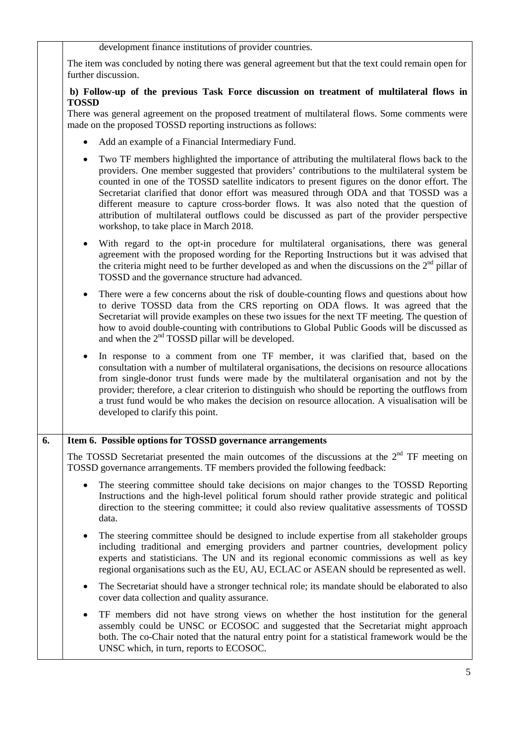development finance institutions of provider countries.

The item was concluded by noting there was general agreement but that the text could remain open for further discussion.

**b) Follow-up of the previous Task Force discussion on treatment of multilateral flows in TOSSD**

There was general agreement on the proposed treatment of multilateral flows. Some comments were made on the proposed TOSSD reporting instructions as follows:

- Add an example of a Financial Intermediary Fund.
- Two TF members highlighted the importance of attributing the multilateral flows back to the providers. One member suggested that providers' contributions to the multilateral system be counted in one of the TOSSD satellite indicators to present figures on the donor effort. The Secretariat clarified that donor effort was measured through ODA and that TOSSD was a different measure to capture cross-border flows. It was also noted that the question of attribution of multilateral outflows could be discussed as part of the provider perspective workshop, to take place in March 2018.
- With regard to the opt-in procedure for multilateral organisations, there was general agreement with the proposed wording for the Reporting Instructions but it was advised that the criteria might need to be further developed as and when the discussions on the 2nd pillar of TOSSD and the governance structure had advanced.
- There were a few concerns about the risk of double-counting flows and questions about how to derive TOSSD data from the CRS reporting on ODA flows. It was agreed that the Secretariat will provide examples on these two issues for the next TF meeting. The question of how to avoid double-counting with contributions to Global Public Goods will be discussed as and when the 2nd TOSSD pillar will be developed.
- In response to a comment from one TF member, it was clarified that, based on the consultation with a number of multilateral organisations, the decisions on resource allocations from single-donor trust funds were made by the multilateral organisation and not by the provider; therefore, a clear criterion to distinguish who should be reporting the outflows from a trust fund would be who makes the decision on resource allocation. A visualisation will be developed to clarify this point.

**6. Item 6. Possible options for TOSSD governance arrangements**

The TOSSD Secretariat presented the main outcomes of the discussions at the 2nd TF meeting on TOSSD governance arrangements. TF members provided the following feedback:

- The steering committee should take decisions on major changes to the TOSSD Reporting Instructions and the high-level political forum should rather provide strategic and political direction to the steering committee; it could also review qualitative assessments of TOSSD data.
- The steering committee should be designed to include expertise from all stakeholder groups including traditional and emerging providers and partner countries, development policy experts and statisticians. The UN and its regional economic commissions as well as key regional organisations such as the EU, AU, ECLAC or ASEAN should be represented as well.
- The Secretariat should have a stronger technical role; its mandate should be elaborated to also cover data collection and quality assurance.
- TF members did not have strong views on whether the host institution for the general assembly could be UNSC or ECOSOC and suggested that the Secretariat might approach both. The co-Chair noted that the natural entry point for a statistical framework would be the UNSC which, in turn, reports to ECOSOC.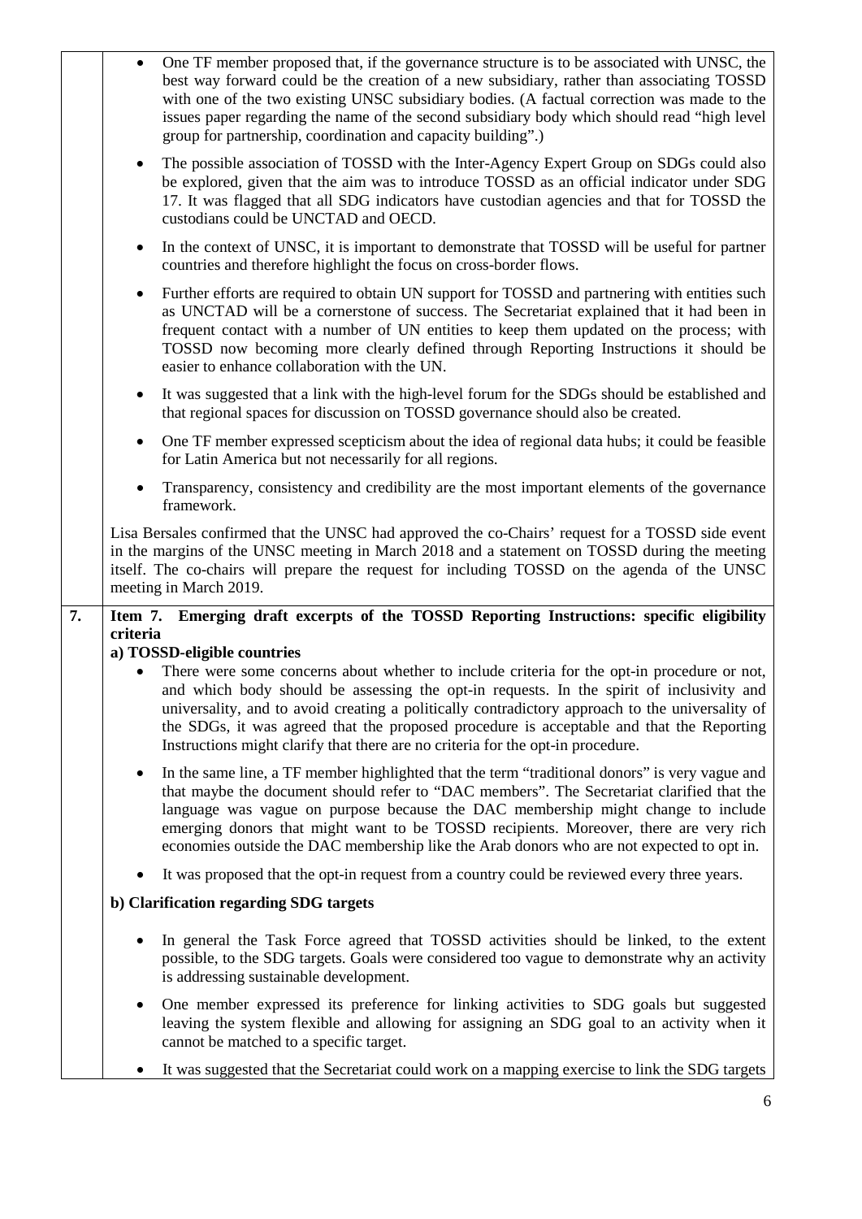- One TF member proposed that, if the governance structure is to be associated with UNSC, the best way forward could be the creation of a new subsidiary, rather than associating TOSSD with one of the two existing UNSC subsidiary bodies. (A factual correction was made to the issues paper regarding the name of the second subsidiary body which should read "high level group for partnership, coordination and capacity building".)
- The possible association of TOSSD with the Inter-Agency Expert Group on SDGs could also be explored, given that the aim was to introduce TOSSD as an official indicator under SDG 17. It was flagged that all SDG indicators have custodian agencies and that for TOSSD the custodians could be UNCTAD and OECD.
- In the context of UNSC, it is important to demonstrate that TOSSD will be useful for partner countries and therefore highlight the focus on cross-border flows.
- Further efforts are required to obtain UN support for TOSSD and partnering with entities such as UNCTAD will be a cornerstone of success. The Secretariat explained that it had been in frequent contact with a number of UN entities to keep them updated on the process; with TOSSD now becoming more clearly defined through Reporting Instructions it should be easier to enhance collaboration with the UN.
- It was suggested that a link with the high-level forum for the SDGs should be established and that regional spaces for discussion on TOSSD governance should also be created.
- One TF member expressed scepticism about the idea of regional data hubs; it could be feasible for Latin America but not necessarily for all regions.
- Transparency, consistency and credibility are the most important elements of the governance framework.

Lisa Bersales confirmed that the UNSC had approved the co-Chairs' request for a TOSSD side event in the margins of the UNSC meeting in March 2018 and a statement on TOSSD during the meeting itself. The co-chairs will prepare the request for including TOSSD on the agenda of the UNSC meeting in March 2019.

**7. Item 7. Emerging draft excerpts of the TOSSD Reporting Instructions: specific eligibility criteria**

**a) TOSSD-eligible countries**

- There were some concerns about whether to include criteria for the opt-in procedure or not, and which body should be assessing the opt-in requests. In the spirit of inclusivity and universality, and to avoid creating a politically contradictory approach to the universality of the SDGs, it was agreed that the proposed procedure is acceptable and that the Reporting Instructions might clarify that there are no criteria for the opt-in procedure.
- In the same line, a TF member highlighted that the term "traditional donors" is very vague and that maybe the document should refer to "DAC members". The Secretariat clarified that the language was vague on purpose because the DAC membership might change to include emerging donors that might want to be TOSSD recipients. Moreover, there are very rich economies outside the DAC membership like the Arab donors who are not expected to opt in.
- It was proposed that the opt-in request from a country could be reviewed every three years.

**b) Clarification regarding SDG targets**

- In general the Task Force agreed that TOSSD activities should be linked, to the extent possible, to the SDG targets. Goals were considered too vague to demonstrate why an activity is addressing sustainable development.
- One member expressed its preference for linking activities to SDG goals but suggested leaving the system flexible and allowing for assigning an SDG goal to an activity when it cannot be matched to a specific target.
- It was suggested that the Secretariat could work on a mapping exercise to link the SDG targets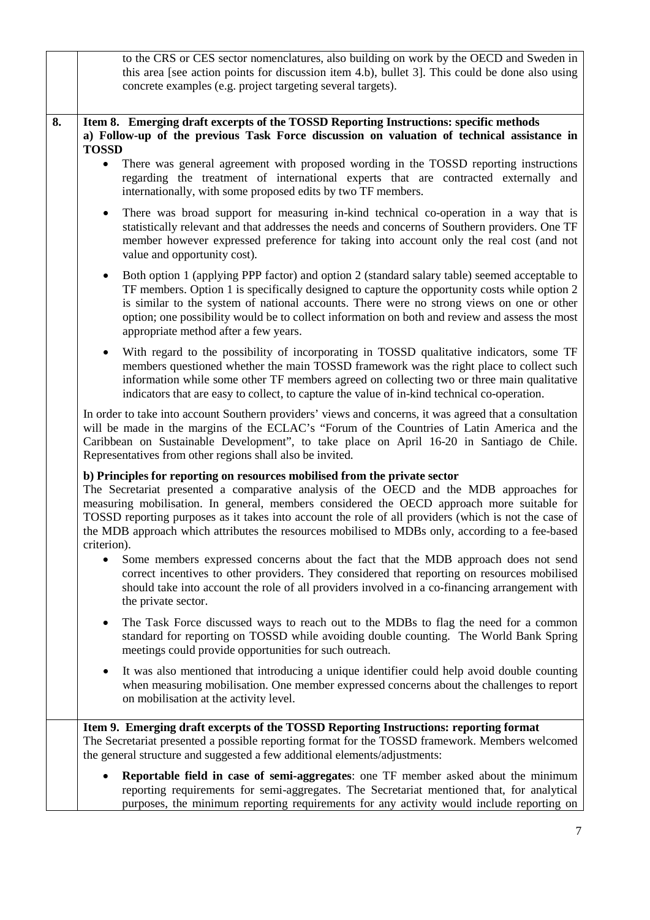to the CRS or CES sector nomenclatures, also building on work by the OECD and Sweden in this area [see action points for discussion item 4.b), bullet 3]. This could be done also using concrete examples (e.g. project targeting several targets).

**8.** **Item 8. Emerging draft excerpts of the TOSSD Reporting Instructions: specific methods**

**a) Follow-up of the previous Task Force discussion on valuation of technical assistance in TOSSD**

- There was general agreement with proposed wording in the TOSSD reporting instructions regarding the treatment of international experts that are contracted externally and internationally, with some proposed edits by two TF members.
- There was broad support for measuring in-kind technical co-operation in a way that is statistically relevant and that addresses the needs and concerns of Southern providers. One TF member however expressed preference for taking into account only the real cost (and not value and opportunity cost).
- Both option 1 (applying PPP factor) and option 2 (standard salary table) seemed acceptable to TF members. Option 1 is specifically designed to capture the opportunity costs while option 2 is similar to the system of national accounts. There were no strong views on one or other option; one possibility would be to collect information on both and review and assess the most appropriate method after a few years.
- With regard to the possibility of incorporating in TOSSD qualitative indicators, some TF members questioned whether the main TOSSD framework was the right place to collect such information while some other TF members agreed on collecting two or three main qualitative indicators that are easy to collect, to capture the value of in-kind technical co-operation.

In order to take into account Southern providers' views and concerns, it was agreed that a consultation will be made in the margins of the ECLAC's "Forum of the Countries of Latin America and the Caribbean on Sustainable Development", to take place on April 16-20 in Santiago de Chile. Representatives from other regions shall also be invited.

**b) Principles for reporting on resources mobilised from the private sector**

The Secretariat presented a comparative analysis of the OECD and the MDB approaches for measuring mobilisation. In general, members considered the OECD approach more suitable for TOSSD reporting purposes as it takes into account the role of all providers (which is not the case of the MDB approach which attributes the resources mobilised to MDBs only, according to a fee-based criterion).

- Some members expressed concerns about the fact that the MDB approach does not send correct incentives to other providers. They considered that reporting on resources mobilised should take into account the role of all providers involved in a co-financing arrangement with the private sector.
- The Task Force discussed ways to reach out to the MDBs to flag the need for a common standard for reporting on TOSSD while avoiding double counting. The World Bank Spring meetings could provide opportunities for such outreach.
- It was also mentioned that introducing a unique identifier could help avoid double counting when measuring mobilisation. One member expressed concerns about the challenges to report on mobilisation at the activity level.

**Item 9. Emerging draft excerpts of the TOSSD Reporting Instructions: reporting format**

The Secretariat presented a possible reporting format for the TOSSD framework. Members welcomed the general structure and suggested a few additional elements/adjustments:

- **Reportable field in case of semi-aggregates**: one TF member asked about the minimum reporting requirements for semi-aggregates. The Secretariat mentioned that, for analytical purposes, the minimum reporting requirements for any activity would include reporting on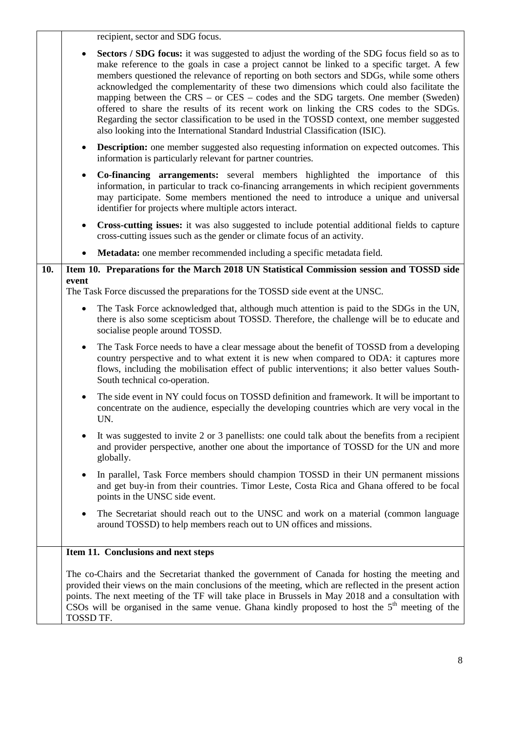recipient, sector and SDG focus.

- **Sectors / SDG focus:** it was suggested to adjust the wording of the SDG focus field so as to make reference to the goals in case a project cannot be linked to a specific target. A few members questioned the relevance of reporting on both sectors and SDGs, while some others acknowledged the complementarity of these two dimensions which could also facilitate the mapping between the CRS – or CES – codes and the SDG targets. One member (Sweden) offered to share the results of its recent work on linking the CRS codes to the SDGs. Regarding the sector classification to be used in the TOSSD context, one member suggested also looking into the International Standard Industrial Classification (ISIC).
- **Description:** one member suggested also requesting information on expected outcomes. This information is particularly relevant for partner countries.
- **Co-financing arrangements:** several members highlighted the importance of this information, in particular to track co-financing arrangements in which recipient governments may participate. Some members mentioned the need to introduce a unique and universal identifier for projects where multiple actors interact.
- **Cross-cutting issues:** it was also suggested to include potential additional fields to capture cross-cutting issues such as the gender or climate focus of an activity.
- **Metadata:** one member recommended including a specific metadata field.

**10. Item 10. Preparations for the March 2018 UN Statistical Commission session and TOSSD side event**

The Task Force discussed the preparations for the TOSSD side event at the UNSC.

- The Task Force acknowledged that, although much attention is paid to the SDGs in the UN, there is also some scepticism about TOSSD. Therefore, the challenge will be to educate and socialise people around TOSSD.
- The Task Force needs to have a clear message about the benefit of TOSSD from a developing country perspective and to what extent it is new when compared to ODA: it captures more flows, including the mobilisation effect of public interventions; it also better values South-South technical co-operation.
- The side event in NY could focus on TOSSD definition and framework. It will be important to concentrate on the audience, especially the developing countries which are very vocal in the UN.
- It was suggested to invite 2 or 3 panellists: one could talk about the benefits from a recipient and provider perspective, another one about the importance of TOSSD for the UN and more globally.
- In parallel, Task Force members should champion TOSSD in their UN permanent missions and get buy-in from their countries. Timor Leste, Costa Rica and Ghana offered to be focal points in the UNSC side event.
- The Secretariat should reach out to the UNSC and work on a material (common language around TOSSD) to help members reach out to UN offices and missions.

**Item 11. Conclusions and next steps**

The co-Chairs and the Secretariat thanked the government of Canada for hosting the meeting and provided their views on the main conclusions of the meeting, which are reflected in the present action points. The next meeting of the TF will take place in Brussels in May 2018 and a consultation with CSOs will be organised in the same venue. Ghana kindly proposed to host the 5th meeting of the TOSSD TF.